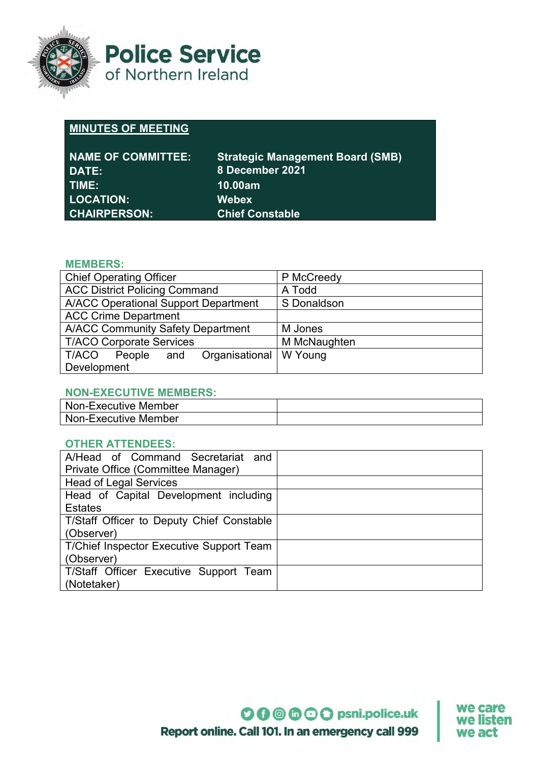# Police Service of Northern Ireland

## MINUTES OF MEETING

| | |
|---|---|
| **NAME OF COMMITTEE:** | **Strategic Management Board (SMB)** |
| **DATE:** | **8 December 2021** |
| **TIME:** | **10.00am** |
| **LOCATION:** | **Webex** |
| **CHAIRPERSON:** | **Chief Constable** |

### MEMBERS:

| | |
|---|---|
| Chief Operating Officer | P McCreedy |
| ACC District Policing Command | A Todd |
| A/ACC Operational Support Department | S Donaldson |
| ACC Crime Department | |
| A/ACC Community Safety Department | M Jones |
| T/ACO Corporate Services | M McNaughten |
| T/ACO People and Organisational Development | W Young |

### NON-EXECUTIVE MEMBERS:

| | |
|---|---|
| Non-Executive Member | |
| Non-Executive Member | |

### OTHER ATTENDEES:

| | |
|---|---|
| A/Head of Command Secretariat and Private Office (Committee Manager) | |
| Head of Legal Services | |
| Head of Capital Development including Estates | |
| T/Staff Officer to Deputy Chief Constable (Observer) | |
| T/Chief Inspector Executive Support Team (Observer) | |
| T/Staff Officer Executive Support Team (Notetaker) | |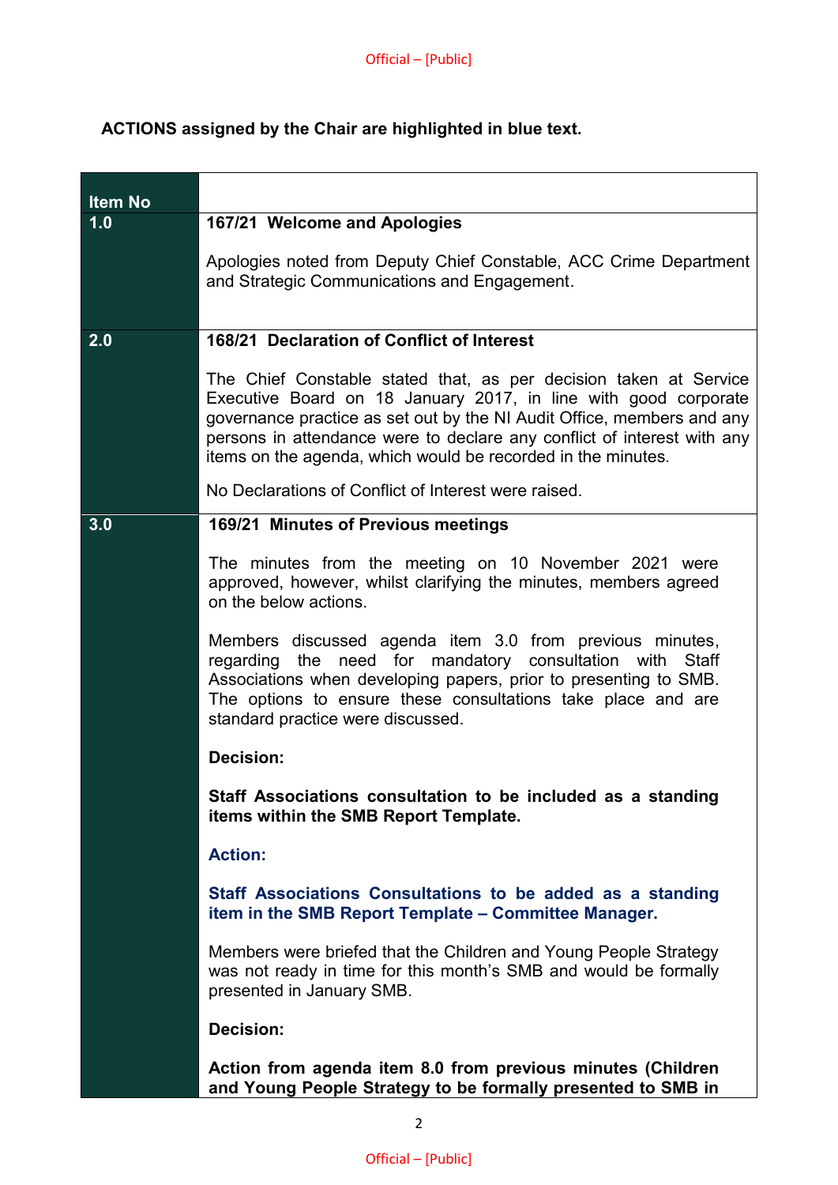**ACTIONS assigned by the Chair are highlighted in blue text.**

| Item No | |
|---|---|
| 1.0 | **167/21 Welcome and Apologies**<br><br>Apologies noted from Deputy Chief Constable, ACC Crime Department and Strategic Communications and Engagement. |
| 2.0 | **168/21 Declaration of Conflict of Interest**<br><br>The Chief Constable stated that, as per decision taken at Service Executive Board on 18 January 2017, in line with good corporate governance practice as set out by the NI Audit Office, members and any persons in attendance were to declare any conflict of interest with any items on the agenda, which would be recorded in the minutes.<br><br>No Declarations of Conflict of Interest were raised. |
| 3.0 | **169/21 Minutes of Previous meetings**<br><br>The minutes from the meeting on 10 November 2021 were approved, however, whilst clarifying the minutes, members agreed on the below actions.<br><br>Members discussed agenda item 3.0 from previous minutes, regarding the need for mandatory consultation with Staff Associations when developing papers, prior to presenting to SMB. The options to ensure these consultations take place and are standard practice were discussed.<br><br>**Decision:**<br><br>**Staff Associations consultation to be included as a standing items within the SMB Report Template.**<br><br>**Action:**<br><br>**Staff Associations Consultations to be added as a standing item in the SMB Report Template – Committee Manager.**<br><br>Members were briefed that the Children and Young People Strategy was not ready in time for this month's SMB and would be formally presented in January SMB.<br><br>**Decision:**<br><br>**Action from agenda item 8.0 from previous minutes (Children and Young People Strategy to be formally presented to SMB in** |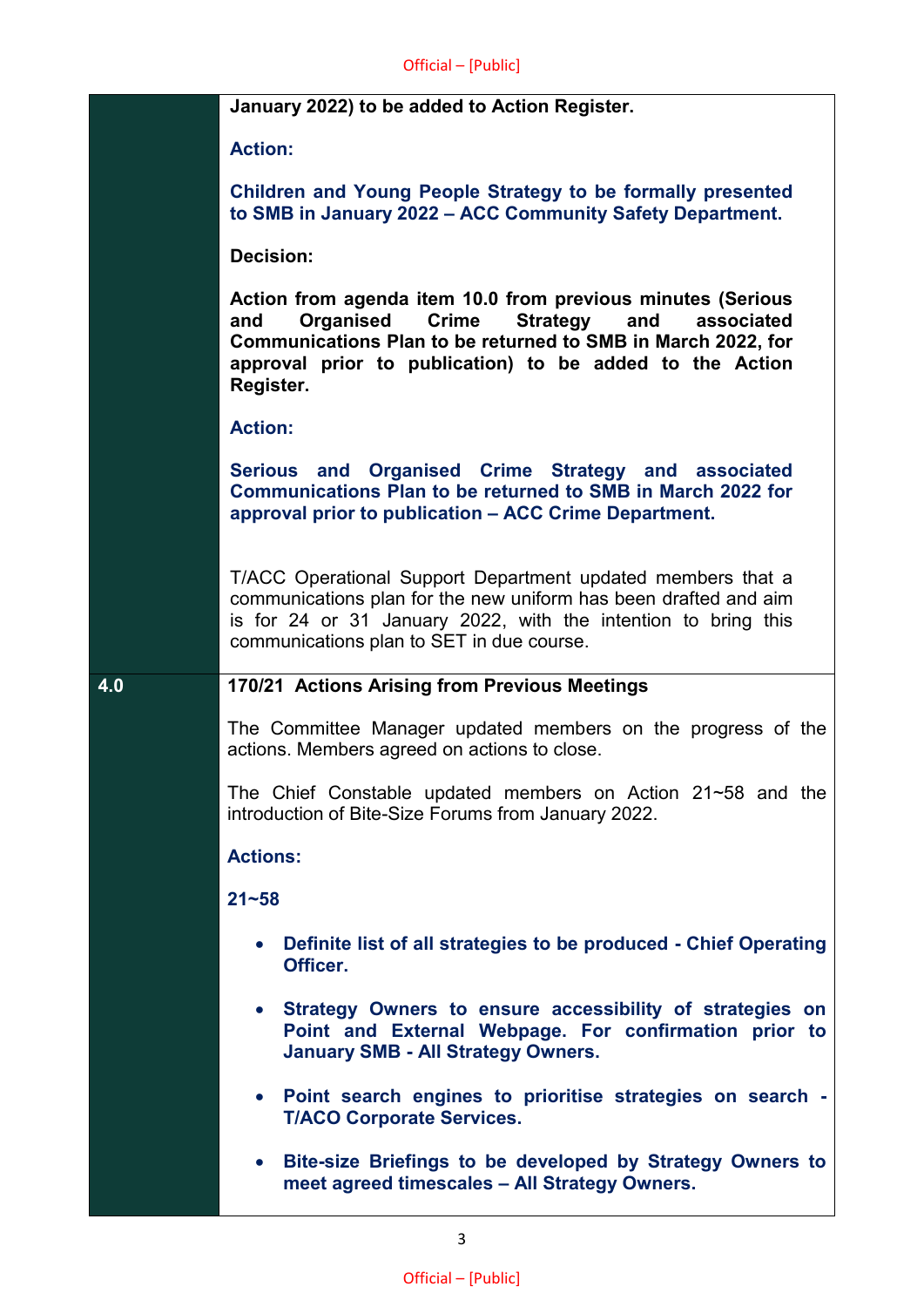|  |  |
| --- | --- |
|  | **January 2022) to be added to Action Register.**<br><br>**Action:**<br><br>**Children and Young People Strategy to be formally presented to SMB in January 2022 – ACC Community Safety Department.**<br><br>**Decision:**<br><br>**Action from agenda item 10.0 from previous minutes (Serious and Organised Crime Strategy and associated Communications Plan to be returned to SMB in March 2022, for approval prior to publication) to be added to the Action Register.**<br><br>**Action:**<br><br>**Serious and Organised Crime Strategy and associated Communications Plan to be returned to SMB in March 2022 for approval prior to publication – ACC Crime Department.**<br><br>T/ACC Operational Support Department updated members that a communications plan for the new uniform has been drafted and aim is for 24 or 31 January 2022, with the intention to bring this communications plan to SET in due course. |
| **4.0** | **170/21 Actions Arising from Previous Meetings**<br><br>The Committee Manager updated members on the progress of the actions. Members agreed on actions to close.<br><br>The Chief Constable updated members on Action 21~58 and the introduction of Bite-Size Forums from January 2022.<br><br>**Actions:**<br><br>**21~58**<br><br>• **Definite list of all strategies to be produced - Chief Operating Officer.**<br><br>• **Strategy Owners to ensure accessibility of strategies on Point and External Webpage. For confirmation prior to January SMB - All Strategy Owners.**<br><br>• **Point search engines to prioritise strategies on search - T/ACO Corporate Services.**<br><br>• **Bite-size Briefings to be developed by Strategy Owners to meet agreed timescales – All Strategy Owners.** |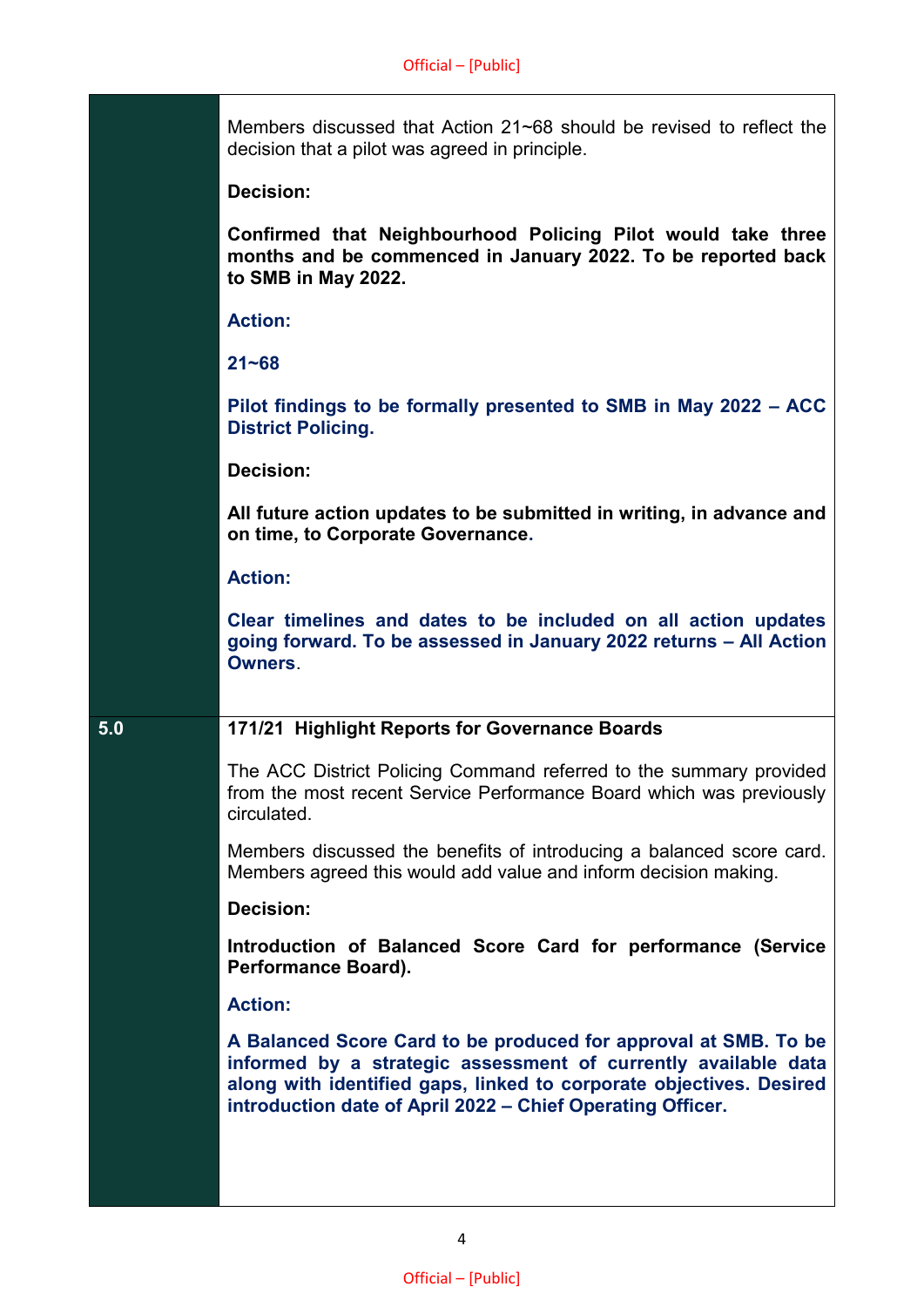| | |
|---|---|
| | Members discussed that Action 21~68 should be revised to reflect the decision that a pilot was agreed in principle.<br><br>**Decision:**<br><br>**Confirmed that Neighbourhood Policing Pilot would take three months and be commenced in January 2022. To be reported back to SMB in May 2022.**<br><br>**Action:**<br><br>**21~68**<br><br>**Pilot findings to be formally presented to SMB in May 2022 – ACC District Policing.**<br><br>**Decision:**<br><br>**All future action updates to be submitted in writing, in advance and on time, to Corporate Governance.**<br><br>**Action:**<br><br>**Clear timelines and dates to be included on all action updates going forward. To be assessed in January 2022 returns – All Action Owners**. |
| **5.0** | **171/21 Highlight Reports for Governance Boards**<br><br>The ACC District Policing Command referred to the summary provided from the most recent Service Performance Board which was previously circulated.<br><br>Members discussed the benefits of introducing a balanced score card. Members agreed this would add value and inform decision making.<br><br>**Decision:**<br><br>**Introduction of Balanced Score Card for performance (Service Performance Board).**<br><br>**Action:**<br><br>**A Balanced Score Card to be produced for approval at SMB. To be informed by a strategic assessment of currently available data along with identified gaps, linked to corporate objectives. Desired introduction date of April 2022 – Chief Operating Officer.** |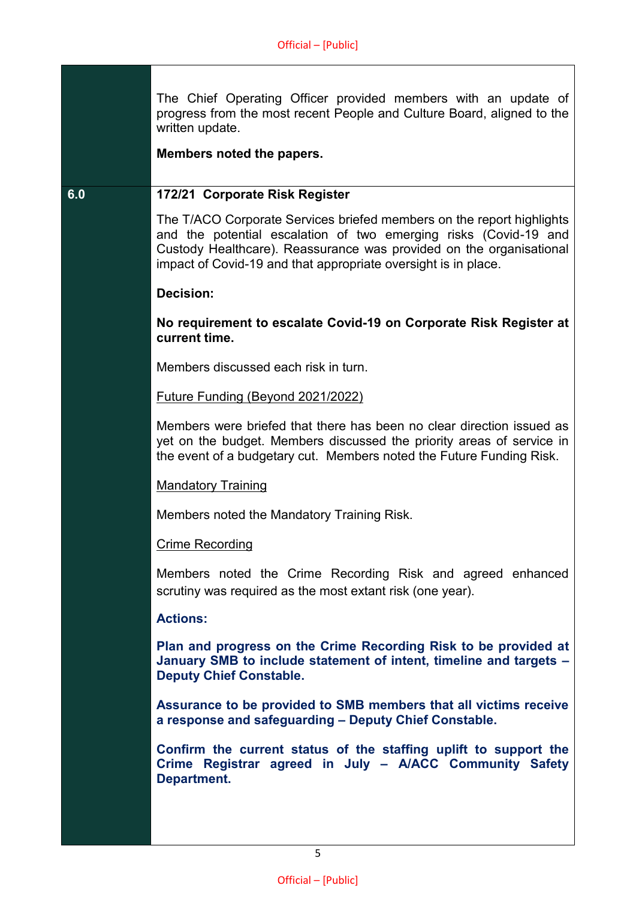| | |
|---|---|
| | The Chief Operating Officer provided members with an update of progress from the most recent People and Culture Board, aligned to the written update.<br><br>**Members noted the papers.** |
| **6.0** | **172/21 Corporate Risk Register**<br><br>The T/ACO Corporate Services briefed members on the report highlights and the potential escalation of two emerging risks (Covid-19 and Custody Healthcare). Reassurance was provided on the organisational impact of Covid-19 and that appropriate oversight is in place.<br><br>**Decision:**<br><br>**No requirement to escalate Covid-19 on Corporate Risk Register at current time.**<br><br>Members discussed each risk in turn.<br><br><u>Future Funding (Beyond 2021/2022)</u><br><br>Members were briefed that there has been no clear direction issued as yet on the budget. Members discussed the priority areas of service in the event of a budgetary cut. Members noted the Future Funding Risk.<br><br><u>Mandatory Training</u><br><br>Members noted the Mandatory Training Risk.<br><br><u>Crime Recording</u><br><br>Members noted the Crime Recording Risk and agreed enhanced scrutiny was required as the most extant risk (one year).<br><br>**Actions:**<br><br>**Plan and progress on the Crime Recording Risk to be provided at January SMB to include statement of intent, timeline and targets – Deputy Chief Constable.**<br><br>**Assurance to be provided to SMB members that all victims receive a response and safeguarding – Deputy Chief Constable.**<br><br>**Confirm the current status of the staffing uplift to support the Crime Registrar agreed in July – A/ACC Community Safety Department.** |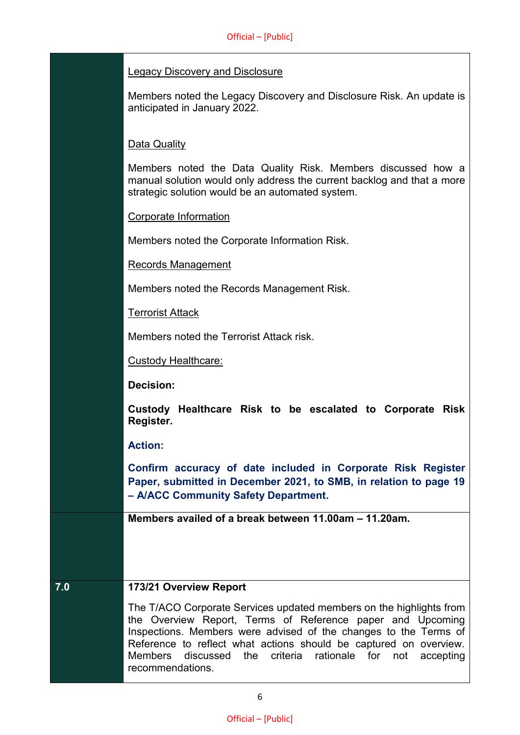| | |
|---|---|
| | Legacy Discovery and Disclosure<br><br>Members noted the Legacy Discovery and Disclosure Risk. An update is anticipated in January 2022.<br><br>Data Quality<br><br>Members noted the Data Quality Risk. Members discussed how a manual solution would only address the current backlog and that a more strategic solution would be an automated system.<br><br>Corporate Information<br><br>Members noted the Corporate Information Risk.<br><br>Records Management<br><br>Members noted the Records Management Risk.<br><br>Terrorist Attack<br><br>Members noted the Terrorist Attack risk.<br><br>Custody Healthcare:<br><br>**Decision:**<br><br>**Custody Healthcare Risk to be escalated to Corporate Risk Register.**<br><br>**Action:**<br><br>**Confirm accuracy of date included in Corporate Risk Register Paper, submitted in December 2021, to SMB, in relation to page 19 – A/ACC Community Safety Department.** |
| | **Members availed of a break between 11.00am – 11.20am.** |
| **7.0** | **173/21 Overview Report**<br><br>The T/ACO Corporate Services updated members on the highlights from the Overview Report, Terms of Reference paper and Upcoming Inspections. Members were advised of the changes to the Terms of Reference to reflect what actions should be captured on overview. Members discussed the criteria rationale for not accepting recommendations. |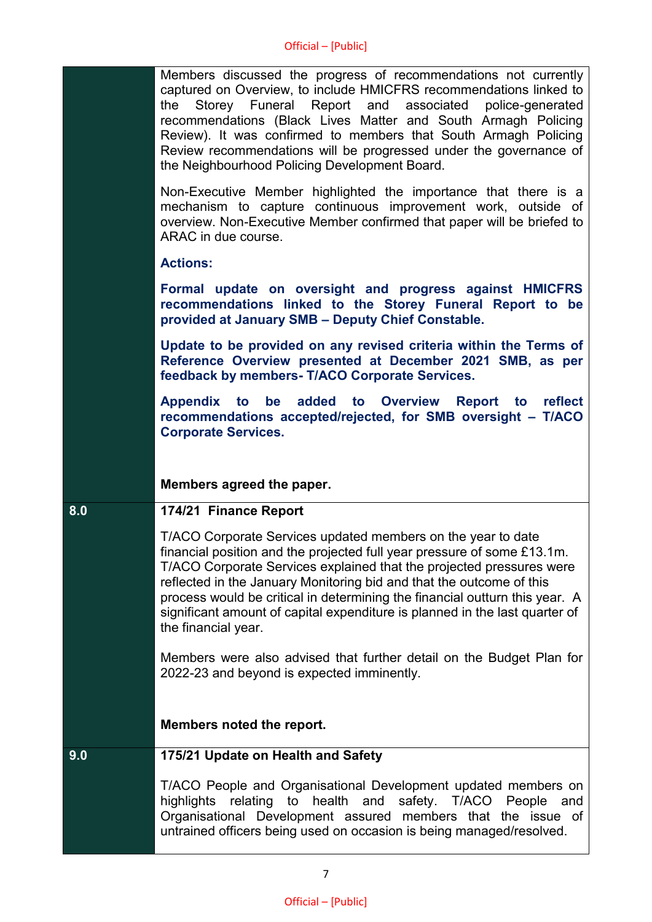| | |
|---|---|
| | Members discussed the progress of recommendations not currently captured on Overview, to include HMICFRS recommendations linked to the Storey Funeral Report and associated police-generated recommendations (Black Lives Matter and South Armagh Policing Review). It was confirmed to members that South Armagh Policing Review recommendations will be progressed under the governance of the Neighbourhood Policing Development Board.<br><br>Non-Executive Member highlighted the importance that there is a mechanism to capture continuous improvement work, outside of overview. Non-Executive Member confirmed that paper will be briefed to ARAC in due course.<br><br>**Actions:**<br><br>**Formal update on oversight and progress against HMICFRS recommendations linked to the Storey Funeral Report to be provided at January SMB – Deputy Chief Constable.**<br><br>**Update to be provided on any revised criteria within the Terms of Reference Overview presented at December 2021 SMB, as per feedback by members- T/ACO Corporate Services.**<br><br>**Appendix to be added to Overview Report to reflect recommendations accepted/rejected, for SMB oversight – T/ACO Corporate Services.**<br><br>**Members agreed the paper.** |
| **8.0** | **174/21 Finance Report**<br><br>T/ACO Corporate Services updated members on the year to date financial position and the projected full year pressure of some £13.1m. T/ACO Corporate Services explained that the projected pressures were reflected in the January Monitoring bid and that the outcome of this process would be critical in determining the financial outturn this year. A significant amount of capital expenditure is planned in the last quarter of the financial year.<br><br>Members were also advised that further detail on the Budget Plan for 2022-23 and beyond is expected imminently.<br><br>**Members noted the report.** |
| **9.0** | **175/21 Update on Health and Safety**<br><br>T/ACO People and Organisational Development updated members on highlights relating to health and safety. T/ACO People and Organisational Development assured members that the issue of untrained officers being used on occasion is being managed/resolved. |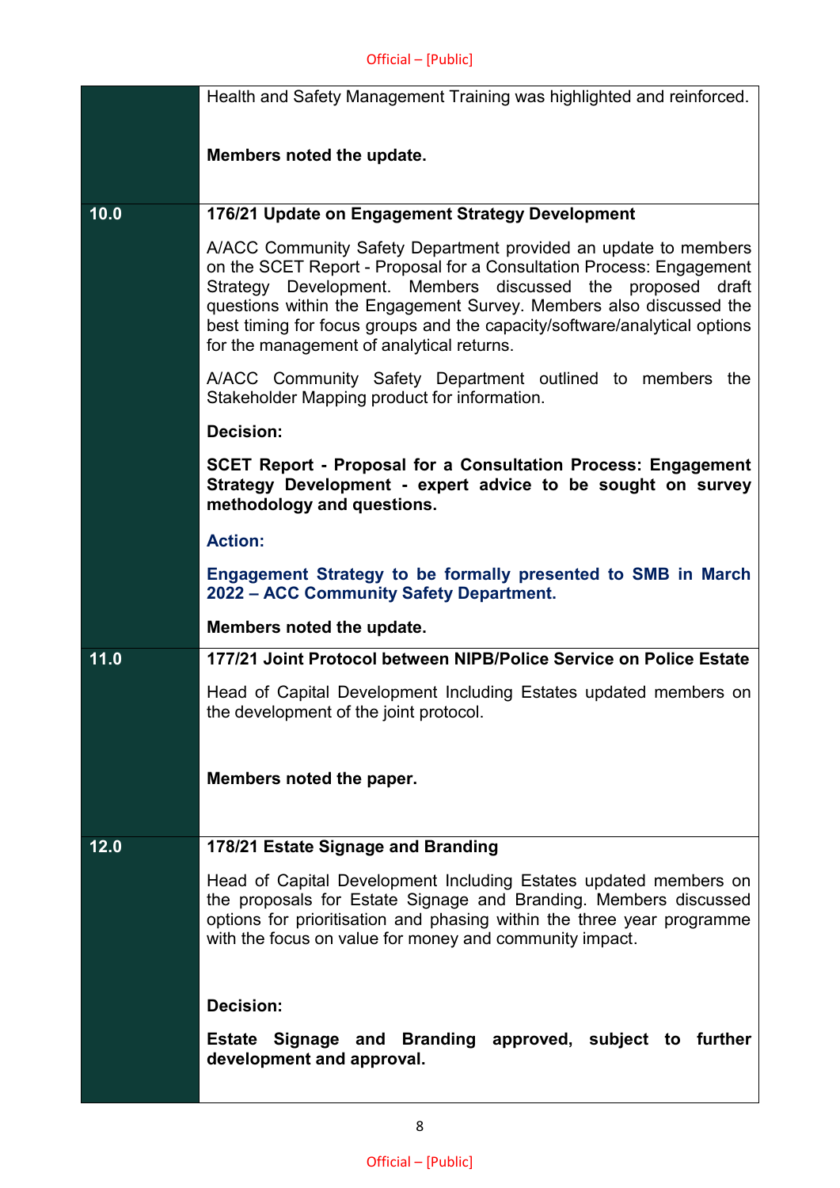| | |
|---|---|
| | Health and Safety Management Training was highlighted and reinforced.<br><br>**Members noted the update.** |
| **10.0** | **176/21 Update on Engagement Strategy Development**<br><br>A/ACC Community Safety Department provided an update to members on the SCET Report - Proposal for a Consultation Process: Engagement Strategy Development. Members discussed the proposed draft questions within the Engagement Survey. Members also discussed the best timing for focus groups and the capacity/software/analytical options for the management of analytical returns.<br><br>A/ACC Community Safety Department outlined to members the Stakeholder Mapping product for information.<br><br>**Decision:**<br><br>**SCET Report - Proposal for a Consultation Process: Engagement Strategy Development - expert advice to be sought on survey methodology and questions.**<br><br>**Action:**<br><br>**Engagement Strategy to be formally presented to SMB in March 2022 – ACC Community Safety Department.**<br><br>**Members noted the update.** |
| **11.0** | **177/21 Joint Protocol between NIPB/Police Service on Police Estate**<br><br>Head of Capital Development Including Estates updated members on the development of the joint protocol.<br><br>**Members noted the paper.** |
| **12.0** | **178/21 Estate Signage and Branding**<br><br>Head of Capital Development Including Estates updated members on the proposals for Estate Signage and Branding. Members discussed options for prioritisation and phasing within the three year programme with the focus on value for money and community impact.<br><br>**Decision:**<br><br>**Estate Signage and Branding approved, subject to further development and approval.** |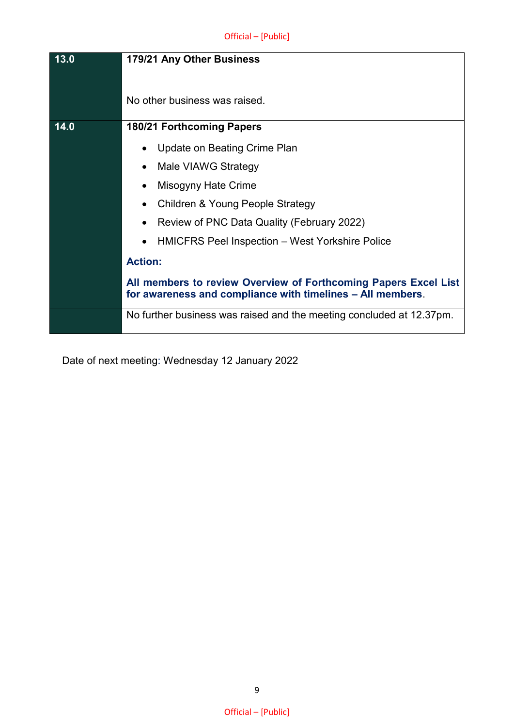| | |
|---|---|
| **13.0** | **179/21 Any Other Business**<br><br>No other business was raised. |
| **14.0** | **180/21 Forthcoming Papers**<br>• Update on Beating Crime Plan<br>• Male VIAWG Strategy<br>• Misogyny Hate Crime<br>• Children & Young People Strategy<br>• Review of PNC Data Quality (February 2022)<br>• HMICFRS Peel Inspection – West Yorkshire Police<br>**Action:**<br>**All members to review Overview of Forthcoming Papers Excel List for awareness and compliance with timelines – All members**. |
| | No further business was raised and the meeting concluded at 12.37pm. |

Date of next meeting: Wednesday 12 January 2022